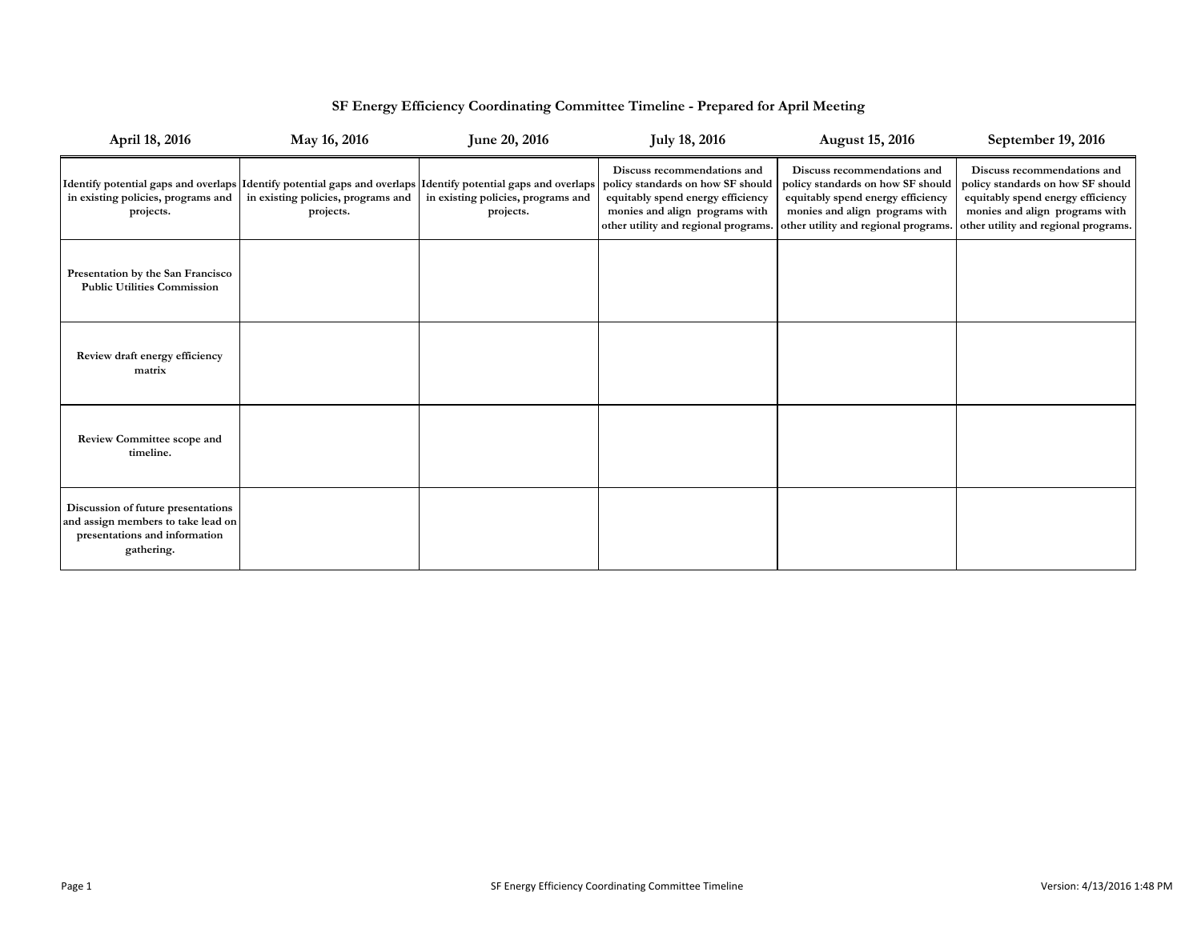# SF Energy Efficiency Coordinating Committee Timeline - Prepared for April Meeting

| April 18, 2016 | May 16, 2016 | June 20, 2016 | July 18, 2016 | August 15, 2016 | September 19, 2016 |
|---|---|---|---|---|---|
| **Identify potential gaps and overlaps in existing policies, programs and projects.** | **Identify potential gaps and overlaps in existing policies, programs and projects.** | **Identify potential gaps and overlaps in existing policies, programs and projects.** | **Discuss recommendations and policy standards on how SF should equitably spend energy efficiency monies and align programs with other utility and regional programs.** | **Discuss recommendations and policy standards on how SF should equitably spend energy efficiency monies and align programs with other utility and regional programs.** | **Discuss recommendations and policy standards on how SF should equitably spend energy efficiency monies and align programs with other utility and regional programs.** |
| **Presentation by the San Francisco Public Utilities Commission** | | | | | |
| **Review draft energy efficiency matrix** | | | | | |
| **Review Committee scope and timeline.** | | | | | |
| **Discussion of future presentations and assign members to take lead on presentations and information gathering.** | | | | | |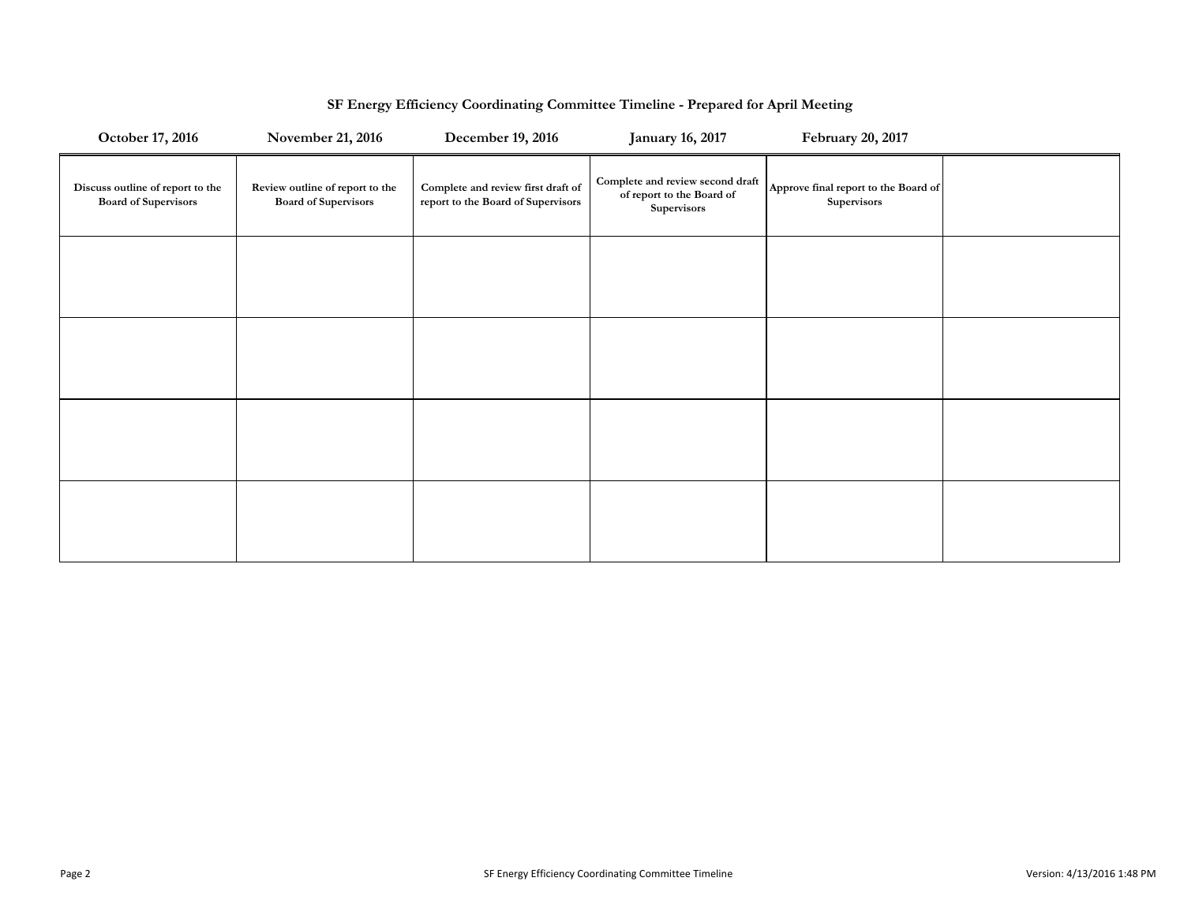**SF Energy Efficiency Coordinating Committee Timeline - Prepared for April Meeting**

| October 17, 2016 | November 21, 2016 | December 19, 2016 | January 16, 2017 | February 20, 2017 | |
|---|---|---|---|---|---|
| Discuss outline of report to the Board of Supervisors | Review outline of report to the Board of Supervisors | Complete and review first draft of report to the Board of Supervisors | Complete and review second draft of report to the Board of Supervisors | Approve final report to the Board of Supervisors | |
| | | | | | |
| | | | | | |
| | | | | | |
| | | | | | |